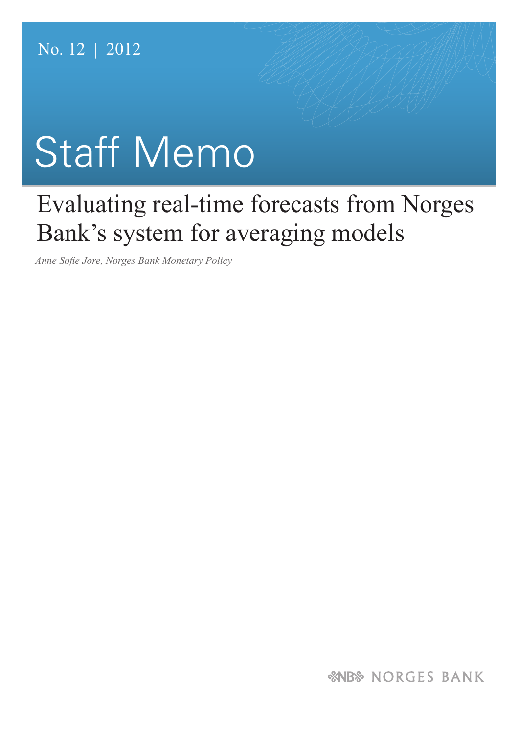No. 12 | 2012

# Staff Memo

## Evaluating real-time forecasts from Norges Bank's system for averaging models

*Anne Sofie Jore, Norges Bank Monetary Policy*

NORGES BANK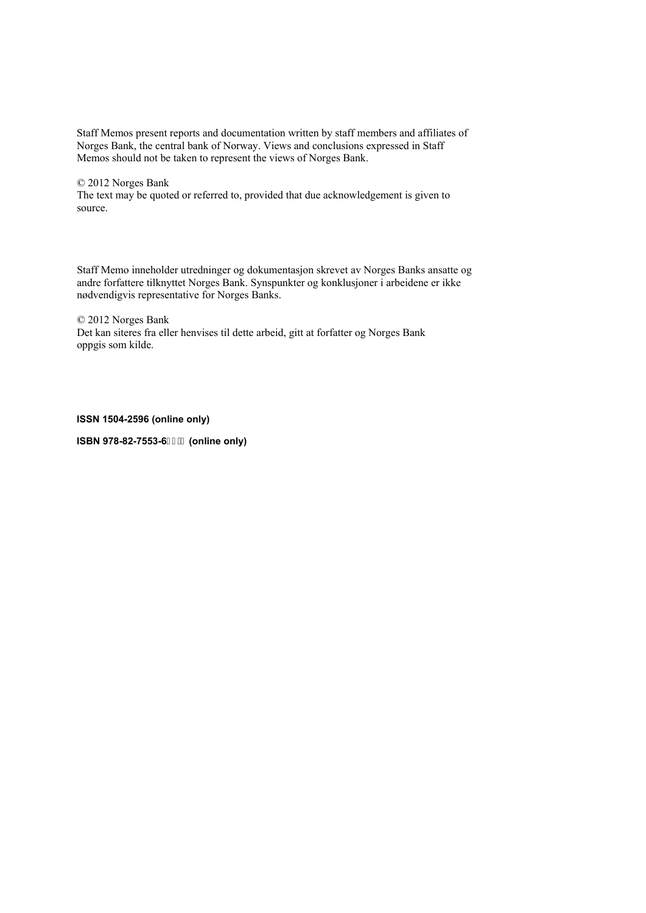Staff Memos present reports and documentation written by staff members and affiliates of Norges Bank, the central bank of Norway. Views and conclusions expressed in Staff Memos should not be taken to represent the views of Norges Bank.

© 2012 Norges Bank
The text may be quoted or referred to, provided that due acknowledgement is given to source.

Staff Memo inneholder utredninger og dokumentasjon skrevet av Norges Banks ansatte og andre forfattere tilknyttet Norges Bank. Synspunkter og konklusjoner i arbeidene er ikke nødvendigvis representative for Norges Banks.

© 2012 Norges Bank
Det kan siteres fra eller henvises til dette arbeid, gitt at forfatter og Norges Bank oppgis som kilde.

**ISSN 1504-2596 (online only)**

**ISBN 978-82-7553-6 (online only)**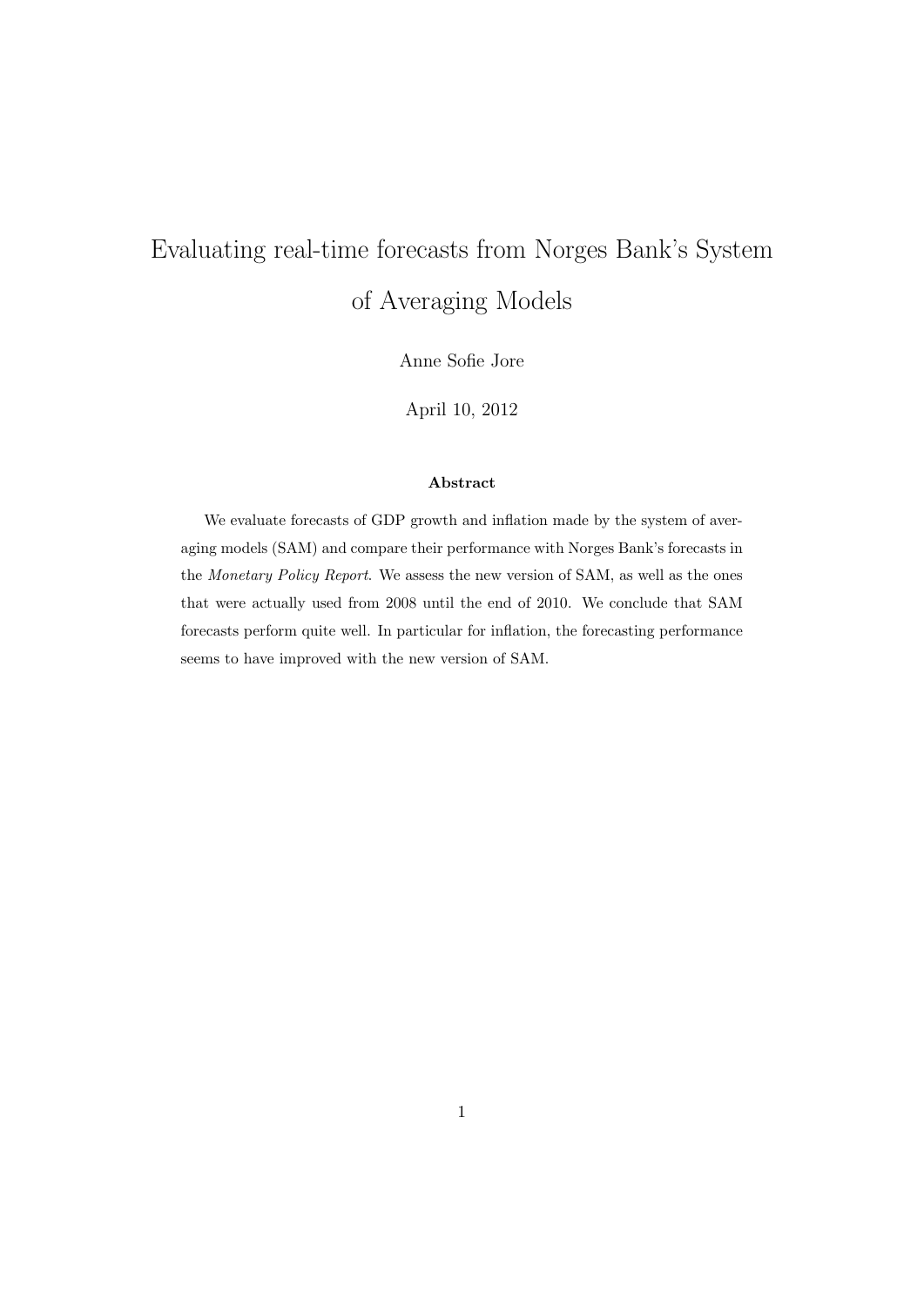# Evaluating real-time forecasts from Norges Bank's System of Averaging Models

Anne Sofie Jore

April 10, 2012

**Abstract**

We evaluate forecasts of GDP growth and inflation made by the system of averaging models (SAM) and compare their performance with Norges Bank's forecasts in the *Monetary Policy Report*. We assess the new version of SAM, as well as the ones that were actually used from 2008 until the end of 2010. We conclude that SAM forecasts perform quite well. In particular for inflation, the forecasting performance seems to have improved with the new version of SAM.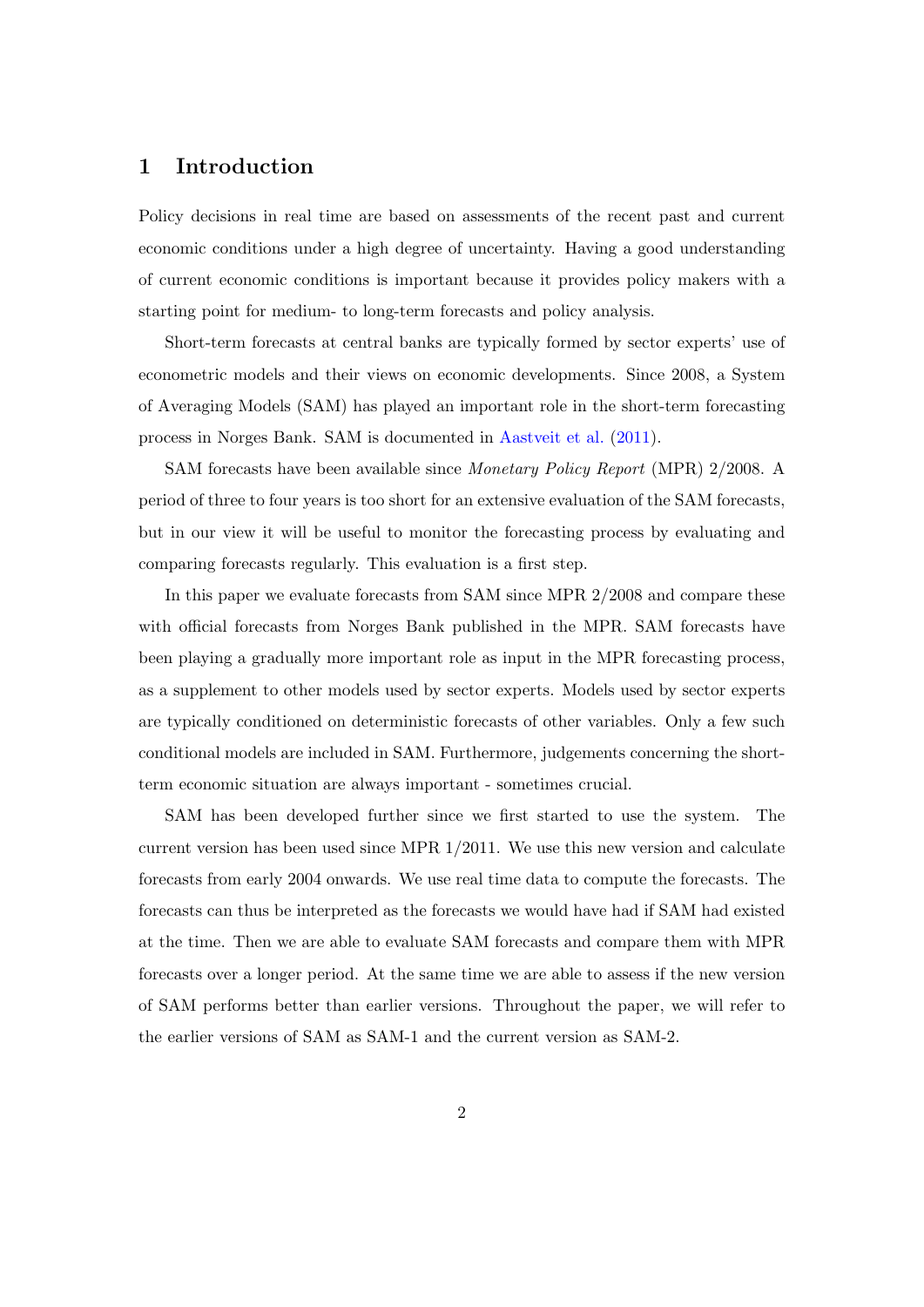# 1 Introduction

Policy decisions in real time are based on assessments of the recent past and current economic conditions under a high degree of uncertainty. Having a good understanding of current economic conditions is important because it provides policy makers with a starting point for medium- to long-term forecasts and policy analysis.

Short-term forecasts at central banks are typically formed by sector experts' use of econometric models and their views on economic developments. Since 2008, a System of Averaging Models (SAM) has played an important role in the short-term forecasting process in Norges Bank. SAM is documented in Aastveit et al. (2011).

SAM forecasts have been available since *Monetary Policy Report* (MPR) 2/2008. A period of three to four years is too short for an extensive evaluation of the SAM forecasts, but in our view it will be useful to monitor the forecasting process by evaluating and comparing forecasts regularly. This evaluation is a first step.

In this paper we evaluate forecasts from SAM since MPR 2/2008 and compare these with official forecasts from Norges Bank published in the MPR. SAM forecasts have been playing a gradually more important role as input in the MPR forecasting process, as a supplement to other models used by sector experts. Models used by sector experts are typically conditioned on deterministic forecasts of other variables. Only a few such conditional models are included in SAM. Furthermore, judgements concerning the short-term economic situation are always important - sometimes crucial.

SAM has been developed further since we first started to use the system. The current version has been used since MPR 1/2011. We use this new version and calculate forecasts from early 2004 onwards. We use real time data to compute the forecasts. The forecasts can thus be interpreted as the forecasts we would have had if SAM had existed at the time. Then we are able to evaluate SAM forecasts and compare them with MPR forecasts over a longer period. At the same time we are able to assess if the new version of SAM performs better than earlier versions. Throughout the paper, we will refer to the earlier versions of SAM as SAM-1 and the current version as SAM-2.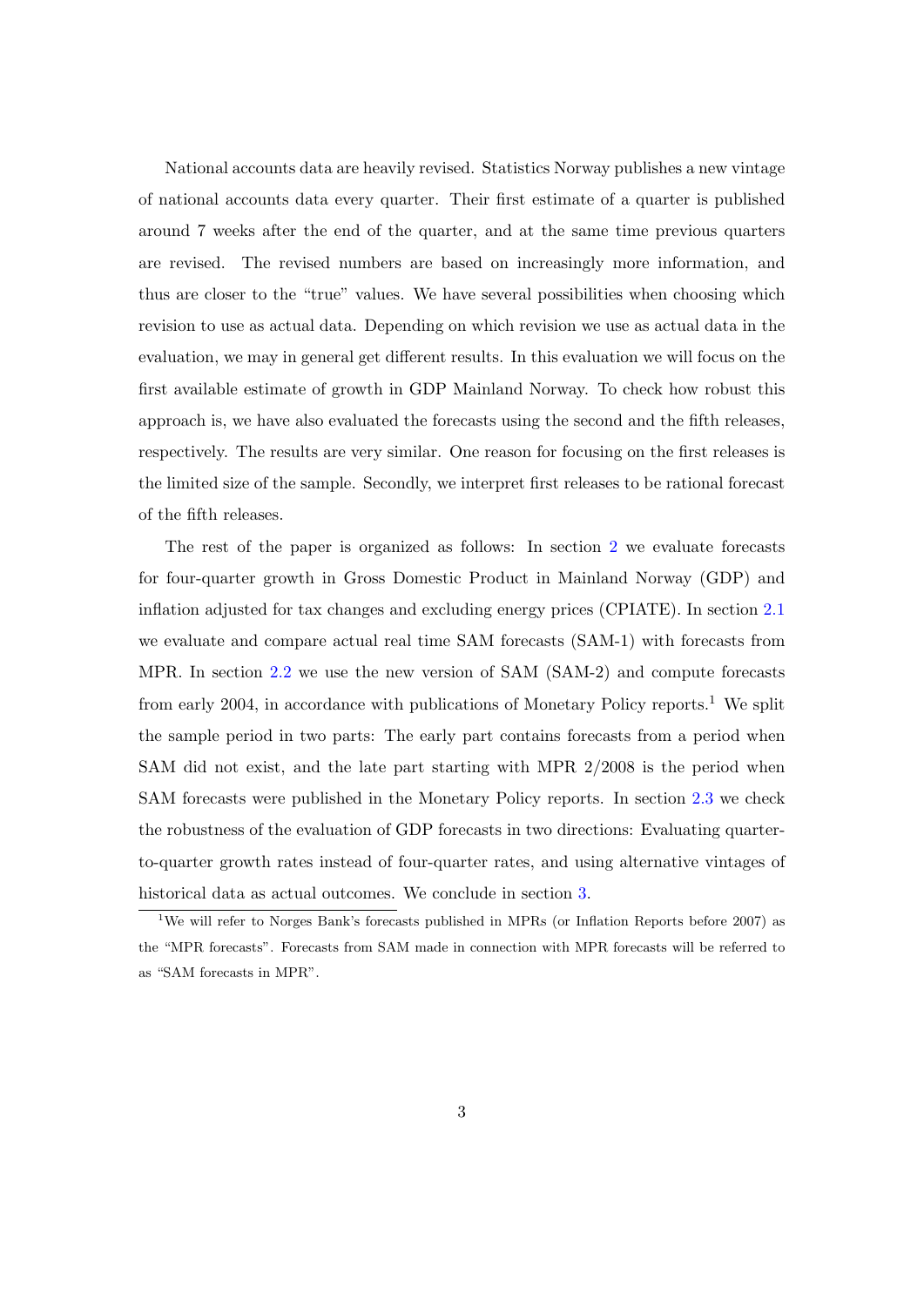National accounts data are heavily revised. Statistics Norway publishes a new vintage of national accounts data every quarter. Their first estimate of a quarter is published around 7 weeks after the end of the quarter, and at the same time previous quarters are revised. The revised numbers are based on increasingly more information, and thus are closer to the "true" values. We have several possibilities when choosing which revision to use as actual data. Depending on which revision we use as actual data in the evaluation, we may in general get different results. In this evaluation we will focus on the first available estimate of growth in GDP Mainland Norway. To check how robust this approach is, we have also evaluated the forecasts using the second and the fifth releases, respectively. The results are very similar. One reason for focusing on the first releases is the limited size of the sample. Secondly, we interpret first releases to be rational forecast of the fifth releases.

The rest of the paper is organized as follows: In section 2 we evaluate forecasts for four-quarter growth in Gross Domestic Product in Mainland Norway (GDP) and inflation adjusted for tax changes and excluding energy prices (CPIATE). In section 2.1 we evaluate and compare actual real time SAM forecasts (SAM-1) with forecasts from MPR. In section 2.2 we use the new version of SAM (SAM-2) and compute forecasts from early 2004, in accordance with publications of Monetary Policy reports.[1] We split the sample period in two parts: The early part contains forecasts from a period when SAM did not exist, and the late part starting with MPR 2/2008 is the period when SAM forecasts were published in the Monetary Policy reports. In section 2.3 we check the robustness of the evaluation of GDP forecasts in two directions: Evaluating quarter-to-quarter growth rates instead of four-quarter rates, and using alternative vintages of historical data as actual outcomes. We conclude in section 3.

[1] We will refer to Norges Bank's forecasts published in MPRs (or Inflation Reports before 2007) as the "MPR forecasts". Forecasts from SAM made in connection with MPR forecasts will be referred to as "SAM forecasts in MPR".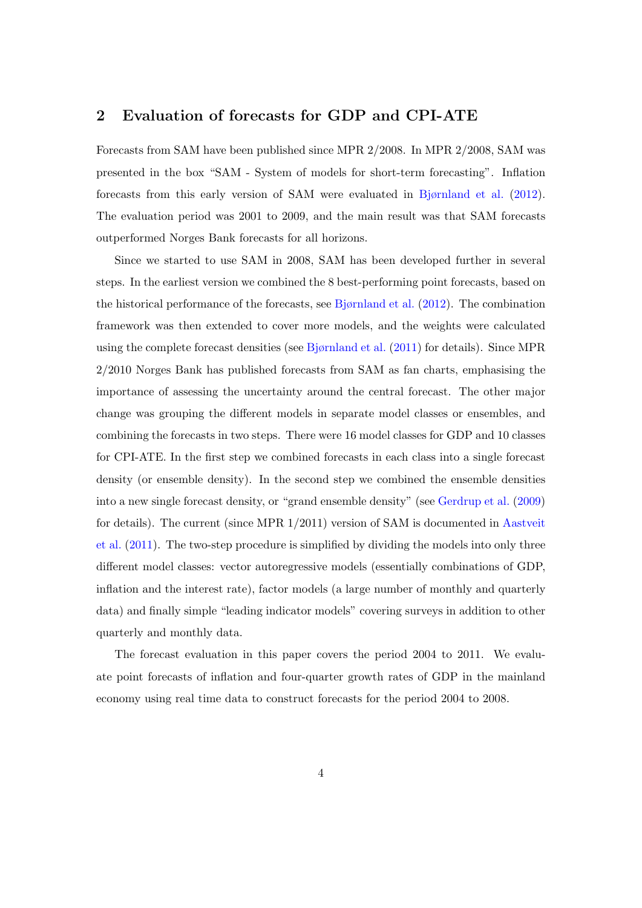## 2 Evaluation of forecasts for GDP and CPI-ATE

Forecasts from SAM have been published since MPR 2/2008. In MPR 2/2008, SAM was presented in the box "SAM - System of models for short-term forecasting". Inflation forecasts from this early version of SAM were evaluated in Bjørnland et al. (2012). The evaluation period was 2001 to 2009, and the main result was that SAM forecasts outperformed Norges Bank forecasts for all horizons.

Since we started to use SAM in 2008, SAM has been developed further in several steps. In the earliest version we combined the 8 best-performing point forecasts, based on the historical performance of the forecasts, see Bjørnland et al. (2012). The combination framework was then extended to cover more models, and the weights were calculated using the complete forecast densities (see Bjørnland et al. (2011) for details). Since MPR 2/2010 Norges Bank has published forecasts from SAM as fan charts, emphasising the importance of assessing the uncertainty around the central forecast. The other major change was grouping the different models in separate model classes or ensembles, and combining the forecasts in two steps. There were 16 model classes for GDP and 10 classes for CPI-ATE. In the first step we combined forecasts in each class into a single forecast density (or ensemble density). In the second step we combined the ensemble densities into a new single forecast density, or "grand ensemble density" (see Gerdrup et al. (2009) for details). The current (since MPR 1/2011) version of SAM is documented in Aastveit et al. (2011). The two-step procedure is simplified by dividing the models into only three different model classes: vector autoregressive models (essentially combinations of GDP, inflation and the interest rate), factor models (a large number of monthly and quarterly data) and finally simple "leading indicator models" covering surveys in addition to other quarterly and monthly data.

The forecast evaluation in this paper covers the period 2004 to 2011. We evaluate point forecasts of inflation and four-quarter growth rates of GDP in the mainland economy using real time data to construct forecasts for the period 2004 to 2008.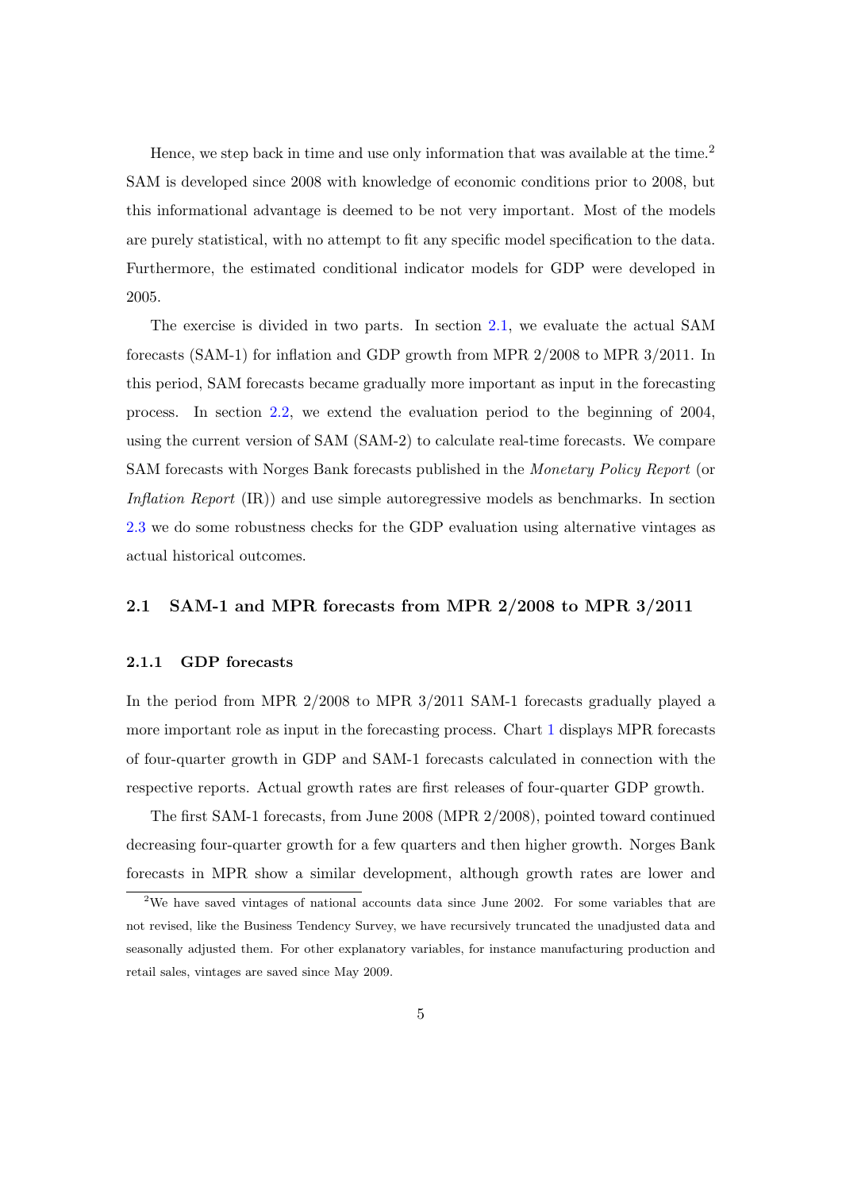Hence, we step back in time and use only information that was available at the time.[2] SAM is developed since 2008 with knowledge of economic conditions prior to 2008, but this informational advantage is deemed to be not very important. Most of the models are purely statistical, with no attempt to fit any specific model specification to the data. Furthermore, the estimated conditional indicator models for GDP were developed in 2005.

The exercise is divided in two parts. In section 2.1, we evaluate the actual SAM forecasts (SAM-1) for inflation and GDP growth from MPR 2/2008 to MPR 3/2011. In this period, SAM forecasts became gradually more important as input in the forecasting process. In section 2.2, we extend the evaluation period to the beginning of 2004, using the current version of SAM (SAM-2) to calculate real-time forecasts. We compare SAM forecasts with Norges Bank forecasts published in the *Monetary Policy Report* (or *Inflation Report* (IR)) and use simple autoregressive models as benchmarks. In section 2.3 we do some robustness checks for the GDP evaluation using alternative vintages as actual historical outcomes.

## 2.1 SAM-1 and MPR forecasts from MPR 2/2008 to MPR 3/2011

### 2.1.1 GDP forecasts

In the period from MPR 2/2008 to MPR 3/2011 SAM-1 forecasts gradually played a more important role as input in the forecasting process. Chart 1 displays MPR forecasts of four-quarter growth in GDP and SAM-1 forecasts calculated in connection with the respective reports. Actual growth rates are first releases of four-quarter GDP growth.

The first SAM-1 forecasts, from June 2008 (MPR 2/2008), pointed toward continued decreasing four-quarter growth for a few quarters and then higher growth. Norges Bank forecasts in MPR show a similar development, although growth rates are lower and

[2] We have saved vintages of national accounts data since June 2002. For some variables that are not revised, like the Business Tendency Survey, we have recursively truncated the unadjusted data and seasonally adjusted them. For other explanatory variables, for instance manufacturing production and retail sales, vintages are saved since May 2009.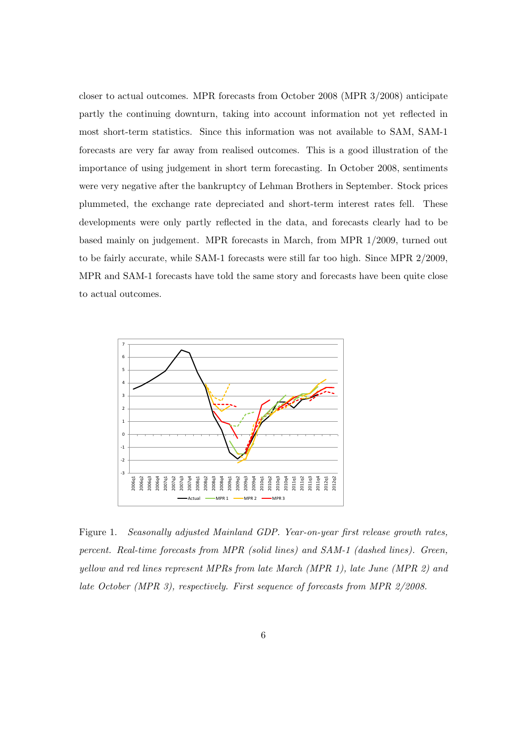closer to actual outcomes. MPR forecasts from October 2008 (MPR 3/2008) anticipate partly the continuing downturn, taking into account information not yet reflected in most short-term statistics. Since this information was not available to SAM, SAM-1 forecasts are very far away from realised outcomes. This is a good illustration of the importance of using judgement in short term forecasting. In October 2008, sentiments were very negative after the bankruptcy of Lehman Brothers in September. Stock prices plummeted, the exchange rate depreciated and short-term interest rates fell. These developments were only partly reflected in the data, and forecasts clearly had to be based mainly on judgement. MPR forecasts in March, from MPR 1/2009, turned out to be fairly accurate, while SAM-1 forecasts were still far too high. Since MPR 2/2009, MPR and SAM-1 forecasts have told the same story and forecasts have been quite close to actual outcomes.

Figure 1. *Seasonally adjusted Mainland GDP. Year-on-year first release growth rates, percent. Real-time forecasts from MPR (solid lines) and SAM-1 (dashed lines). Green, yellow and red lines represent MPRs from late March (MPR 1), late June (MPR 2) and late October (MPR 3), respectively. First sequence of forecasts from MPR 2/2008.*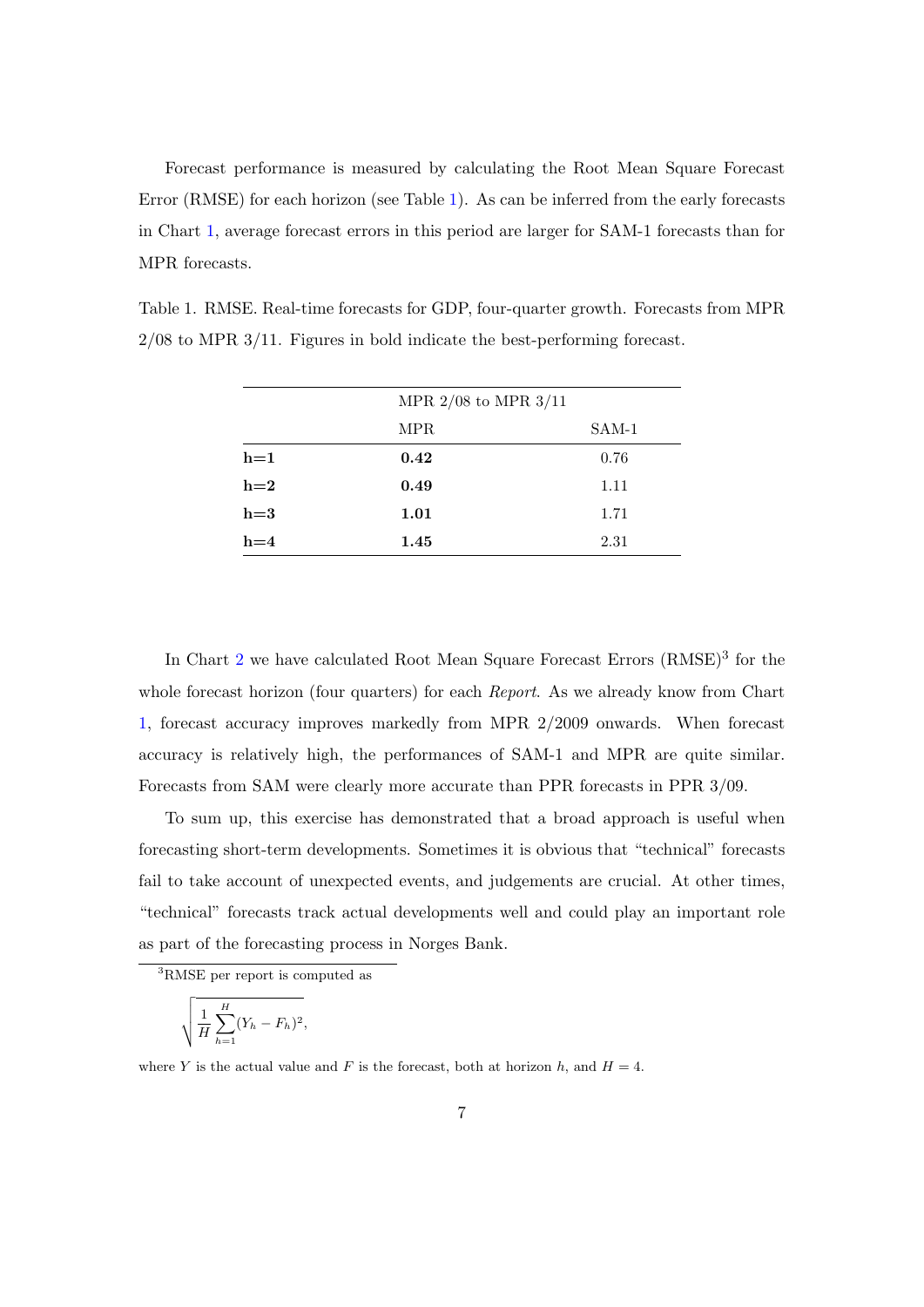Forecast performance is measured by calculating the Root Mean Square Forecast Error (RMSE) for each horizon (see Table 1). As can be inferred from the early forecasts in Chart 1, average forecast errors in this period are larger for SAM-1 forecasts than for MPR forecasts.

Table 1. RMSE. Real-time forecasts for GDP, four-quarter growth. Forecasts from MPR 2/08 to MPR 3/11. Figures in bold indicate the best-performing forecast.

| | MPR 2/08 to MPR 3/11 | |
|---|---|---|
| | MPR | SAM-1 |
| **h=1** | **0.42** | 0.76 |
| **h=2** | **0.49** | 1.11 |
| **h=3** | **1.01** | 1.71 |
| **h=4** | **1.45** | 2.31 |

In Chart 2 we have calculated Root Mean Square Forecast Errors (RMSE)[3] for the whole forecast horizon (four quarters) for each *Report*. As we already know from Chart 1, forecast accuracy improves markedly from MPR 2/2009 onwards. When forecast accuracy is relatively high, the performances of SAM-1 and MPR are quite similar. Forecasts from SAM were clearly more accurate than PPR forecasts in PPR 3/09.

To sum up, this exercise has demonstrated that a broad approach is useful when forecasting short-term developments. Sometimes it is obvious that "technical" forecasts fail to take account of unexpected events, and judgements are crucial. At other times, "technical" forecasts track actual developments well and could play an important role as part of the forecasting process in Norges Bank.

[3] RMSE per report is computed as

$$\sqrt{\frac{1}{H}\sum_{h=1}^{H}(Y_h - F_h)^2},$$

where $Y$ is the actual value and $F$ is the forecast, both at horizon $h$, and $H = 4$.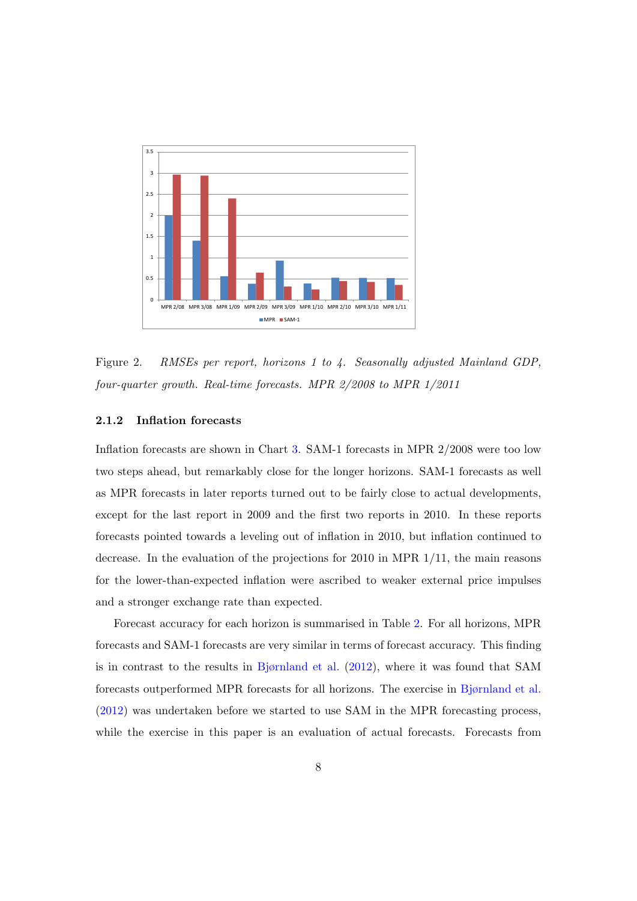Figure 2. *RMSEs per report, horizons 1 to 4. Seasonally adjusted Mainland GDP, four-quarter growth. Real-time forecasts. MPR 2/2008 to MPR 1/2011*

### 2.1.2 Inflation forecasts

Inflation forecasts are shown in Chart 3. SAM-1 forecasts in MPR 2/2008 were too low two steps ahead, but remarkably close for the longer horizons. SAM-1 forecasts as well as MPR forecasts in later reports turned out to be fairly close to actual developments, except for the last report in 2009 and the first two reports in 2010. In these reports forecasts pointed towards a leveling out of inflation in 2010, but inflation continued to decrease. In the evaluation of the projections for 2010 in MPR 1/11, the main reasons for the lower-than-expected inflation were ascribed to weaker external price impulses and a stronger exchange rate than expected.

Forecast accuracy for each horizon is summarised in Table 2. For all horizons, MPR forecasts and SAM-1 forecasts are very similar in terms of forecast accuracy. This finding is in contrast to the results in Bjørnland et al. (2012), where it was found that SAM forecasts outperformed MPR forecasts for all horizons. The exercise in Bjørnland et al. (2012) was undertaken before we started to use SAM in the MPR forecasting process, while the exercise in this paper is an evaluation of actual forecasts. Forecasts from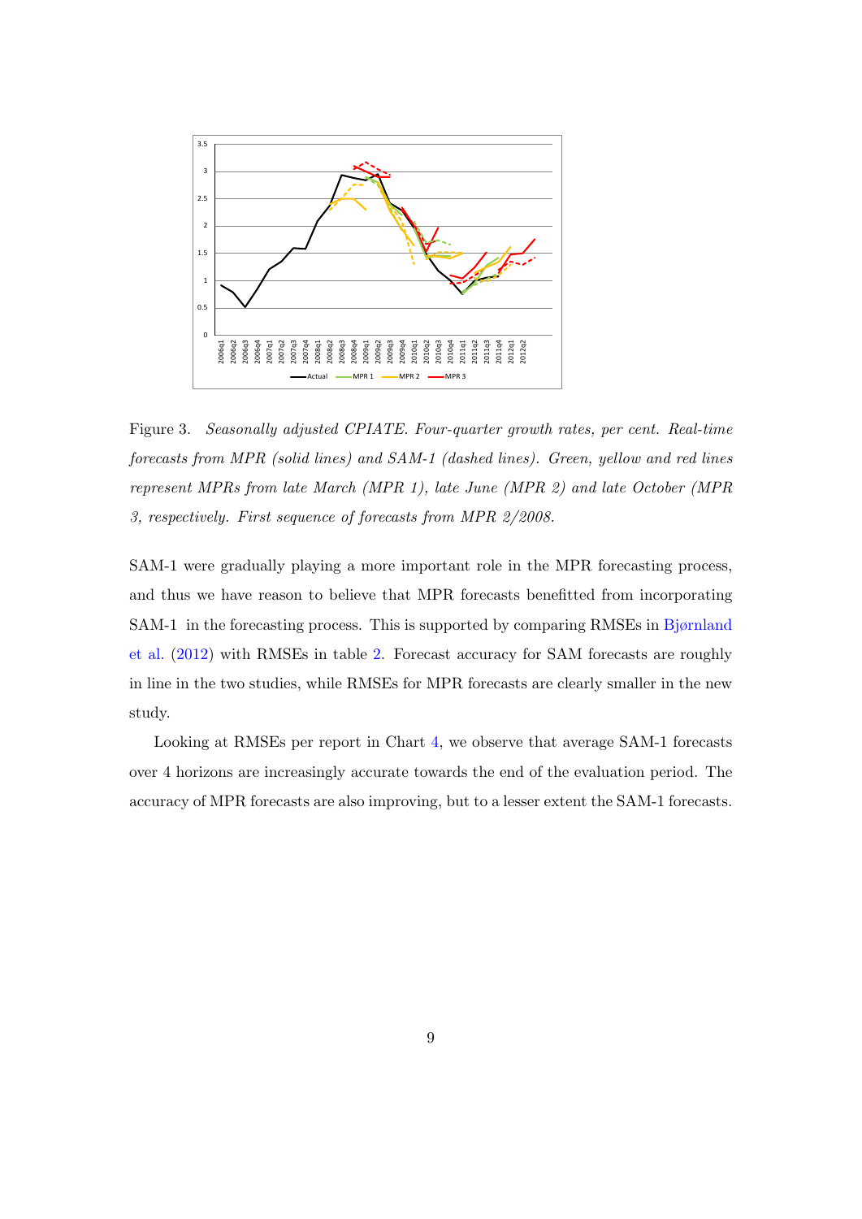Figure 3. *Seasonally adjusted CPIATE. Four-quarter growth rates, per cent. Real-time forecasts from MPR (solid lines) and SAM-1 (dashed lines). Green, yellow and red lines represent MPRs from late March (MPR 1), late June (MPR 2) and late October (MPR 3, respectively. First sequence of forecasts from MPR 2/2008.*

SAM-1 were gradually playing a more important role in the MPR forecasting process, and thus we have reason to believe that MPR forecasts benefitted from incorporating SAM-1 in the forecasting process. This is supported by comparing RMSEs in Bjørnland et al. (2012) with RMSEs in table 2. Forecast accuracy for SAM forecasts are roughly in line in the two studies, while RMSEs for MPR forecasts are clearly smaller in the new study.

Looking at RMSEs per report in Chart 4, we observe that average SAM-1 forecasts over 4 horizons are increasingly accurate towards the end of the evaluation period. The accuracy of MPR forecasts are also improving, but to a lesser extent the SAM-1 forecasts.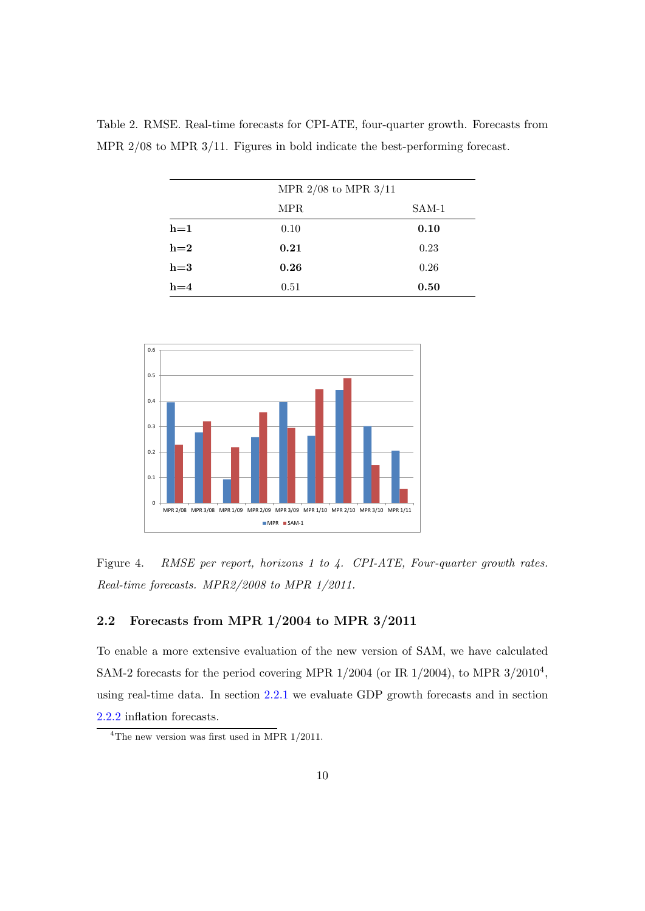Table 2. RMSE. Real-time forecasts for CPI-ATE, four-quarter growth. Forecasts from MPR 2/08 to MPR 3/11. Figures in bold indicate the best-performing forecast.

| | MPR 2/08 to MPR 3/11 | |
|---|---|---|
| | MPR | SAM-1 |
| **h=1** | 0.10 | **0.10** |
| **h=2** | **0.21** | 0.23 |
| **h=3** | **0.26** | 0.26 |
| **h=4** | 0.51 | **0.50** |

Figure 4. *RMSE per report, horizons 1 to 4. CPI-ATE, Four-quarter growth rates. Real-time forecasts. MPR2/2008 to MPR 1/2011.*

### 2.2 Forecasts from MPR 1/2004 to MPR 3/2011

To enable a more extensive evaluation of the new version of SAM, we have calculated SAM-2 forecasts for the period covering MPR 1/2004 (or IR 1/2004), to MPR 3/2010[4], using real-time data. In section 2.2.1 we evaluate GDP growth forecasts and in section 2.2.2 inflation forecasts.

[4]The new version was first used in MPR 1/2011.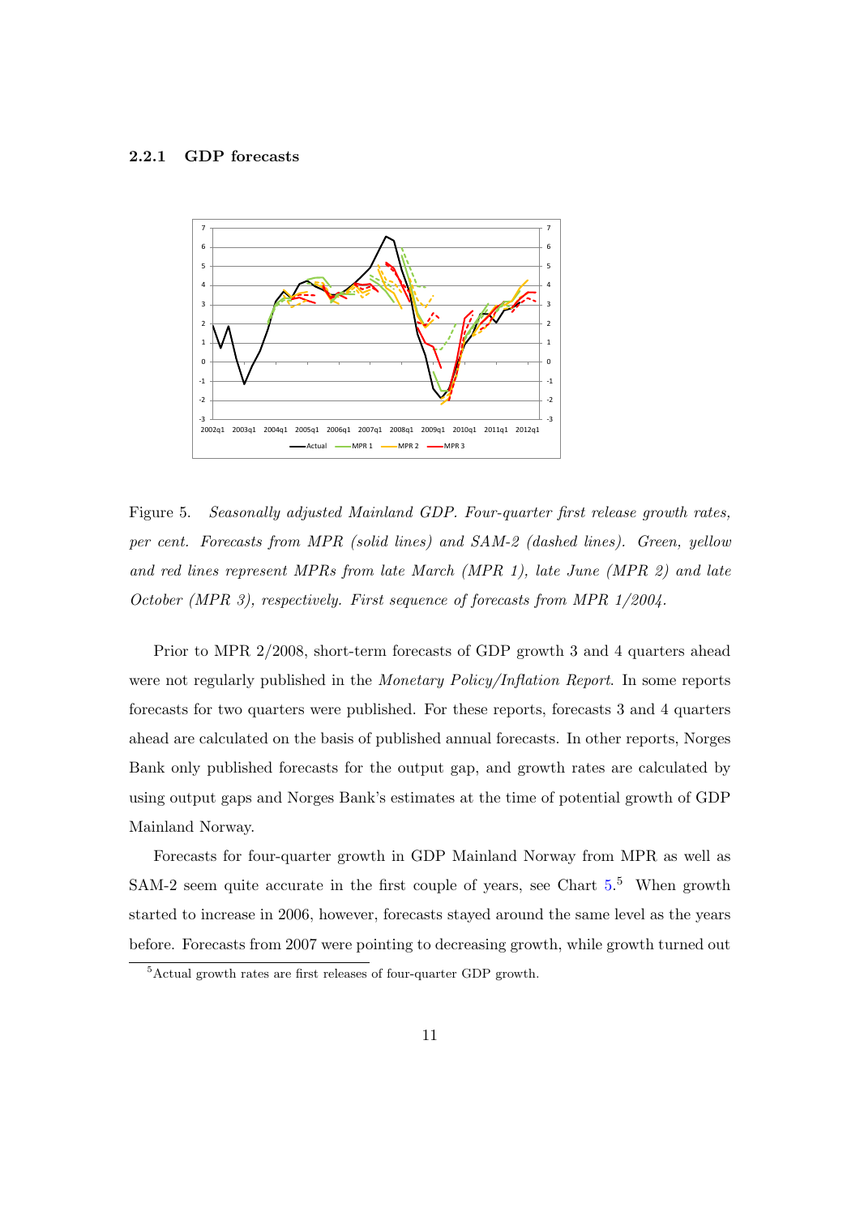### 2.2.1 GDP forecasts

Figure 5. *Seasonally adjusted Mainland GDP. Four-quarter first release growth rates, per cent. Forecasts from MPR (solid lines) and SAM-2 (dashed lines). Green, yellow and red lines represent MPRs from late March (MPR 1), late June (MPR 2) and late October (MPR 3), respectively. First sequence of forecasts from MPR 1/2004.*

Prior to MPR 2/2008, short-term forecasts of GDP growth 3 and 4 quarters ahead were not regularly published in the *Monetary Policy/Inflation Report*. In some reports forecasts for two quarters were published. For these reports, forecasts 3 and 4 quarters ahead are calculated on the basis of published annual forecasts. In other reports, Norges Bank only published forecasts for the output gap, and growth rates are calculated by using output gaps and Norges Bank's estimates at the time of potential growth of GDP Mainland Norway.

Forecasts for four-quarter growth in GDP Mainland Norway from MPR as well as SAM-2 seem quite accurate in the first couple of years, see Chart 5.[5] When growth started to increase in 2006, however, forecasts stayed around the same level as the years before. Forecasts from 2007 were pointing to decreasing growth, while growth turned out

[5] Actual growth rates are first releases of four-quarter GDP growth.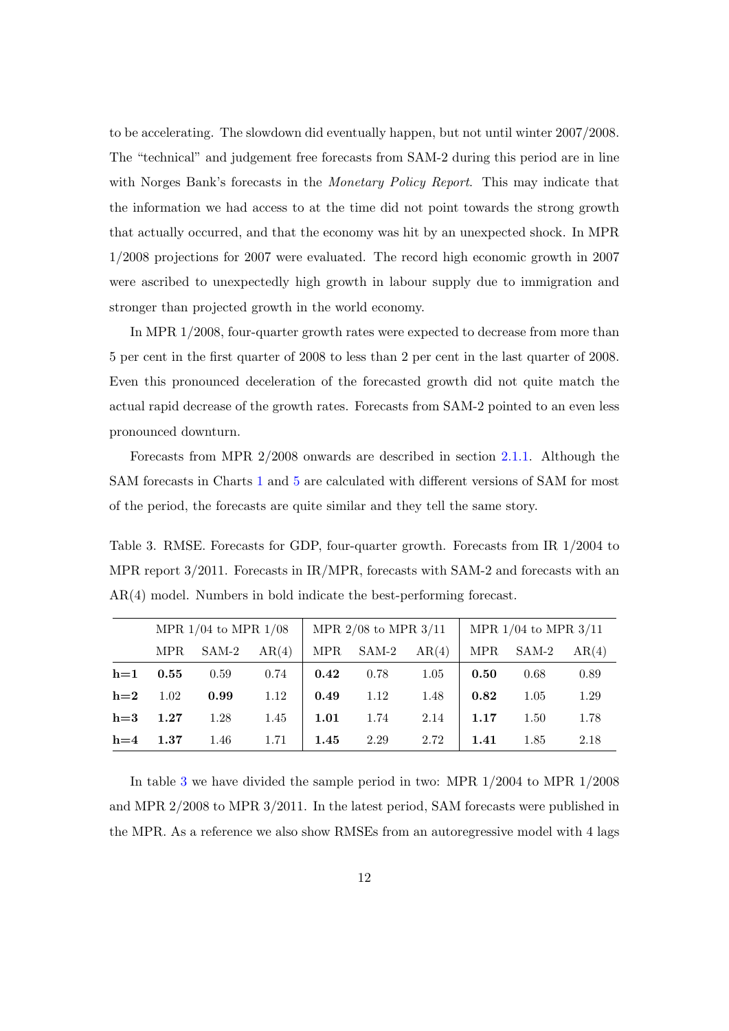to be accelerating. The slowdown did eventually happen, but not until winter 2007/2008. The "technical" and judgement free forecasts from SAM-2 during this period are in line with Norges Bank's forecasts in the *Monetary Policy Report*. This may indicate that the information we had access to at the time did not point towards the strong growth that actually occurred, and that the economy was hit by an unexpected shock. In MPR 1/2008 projections for 2007 were evaluated. The record high economic growth in 2007 were ascribed to unexpectedly high growth in labour supply due to immigration and stronger than projected growth in the world economy.

In MPR 1/2008, four-quarter growth rates were expected to decrease from more than 5 per cent in the first quarter of 2008 to less than 2 per cent in the last quarter of 2008. Even this pronounced deceleration of the forecasted growth did not quite match the actual rapid decrease of the growth rates. Forecasts from SAM-2 pointed to an even less pronounced downturn.

Forecasts from MPR 2/2008 onwards are described in section 2.1.1. Although the SAM forecasts in Charts 1 and 5 are calculated with different versions of SAM for most of the period, the forecasts are quite similar and they tell the same story.

Table 3. RMSE. Forecasts for GDP, four-quarter growth. Forecasts from IR 1/2004 to MPR report 3/2011. Forecasts in IR/MPR, forecasts with SAM-2 and forecasts with an AR(4) model. Numbers in bold indicate the best-performing forecast.

| | MPR 1/04 to MPR 1/08 | | | MPR 2/08 to MPR 3/11 | | | MPR 1/04 to MPR 3/11 | | |
|---|---|---|---|---|---|---|---|---|---|
| | MPR | SAM-2 | AR(4) | MPR | SAM-2 | AR(4) | MPR | SAM-2 | AR(4) |
| **h=1** | **0.55** | 0.59 | 0.74 | **0.42** | 0.78 | 1.05 | **0.50** | 0.68 | 0.89 |
| **h=2** | 1.02 | **0.99** | 1.12 | **0.49** | 1.12 | 1.48 | **0.82** | 1.05 | 1.29 |
| **h=3** | **1.27** | 1.28 | 1.45 | **1.01** | 1.74 | 2.14 | **1.17** | 1.50 | 1.78 |
| **h=4** | **1.37** | 1.46 | 1.71 | **1.45** | 2.29 | 2.72 | **1.41** | 1.85 | 2.18 |

In table 3 we have divided the sample period in two: MPR 1/2004 to MPR 1/2008 and MPR 2/2008 to MPR 3/2011. In the latest period, SAM forecasts were published in the MPR. As a reference we also show RMSEs from an autoregressive model with 4 lags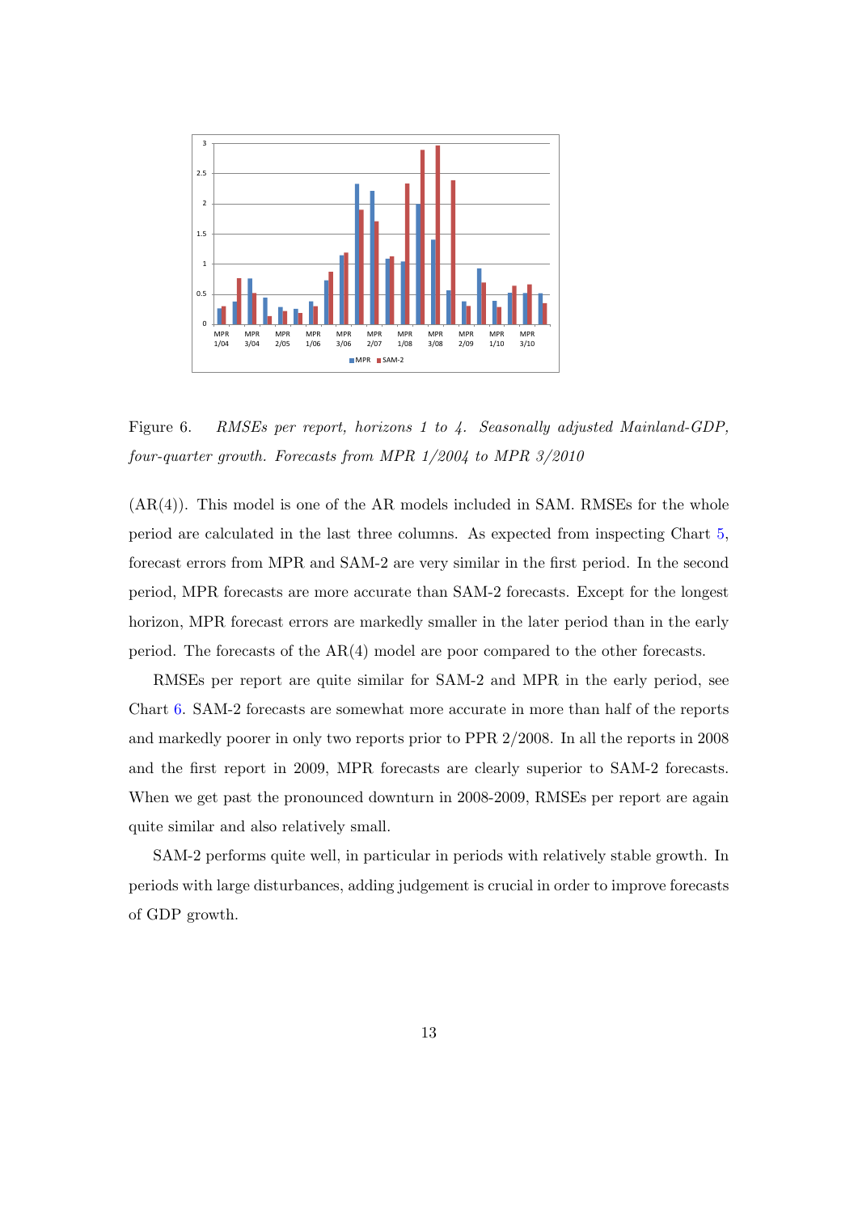Figure 6. *RMSEs per report, horizons 1 to 4. Seasonally adjusted Mainland-GDP, four-quarter growth. Forecasts from MPR 1/2004 to MPR 3/2010*

(AR(4)). This model is one of the AR models included in SAM. RMSEs for the whole period are calculated in the last three columns. As expected from inspecting Chart 5, forecast errors from MPR and SAM-2 are very similar in the first period. In the second period, MPR forecasts are more accurate than SAM-2 forecasts. Except for the longest horizon, MPR forecast errors are markedly smaller in the later period than in the early period. The forecasts of the AR(4) model are poor compared to the other forecasts.

RMSEs per report are quite similar for SAM-2 and MPR in the early period, see Chart 6. SAM-2 forecasts are somewhat more accurate in more than half of the reports and markedly poorer in only two reports prior to PPR 2/2008. In all the reports in 2008 and the first report in 2009, MPR forecasts are clearly superior to SAM-2 forecasts. When we get past the pronounced downturn in 2008-2009, RMSEs per report are again quite similar and also relatively small.

SAM-2 performs quite well, in particular in periods with relatively stable growth. In periods with large disturbances, adding judgement is crucial in order to improve forecasts of GDP growth.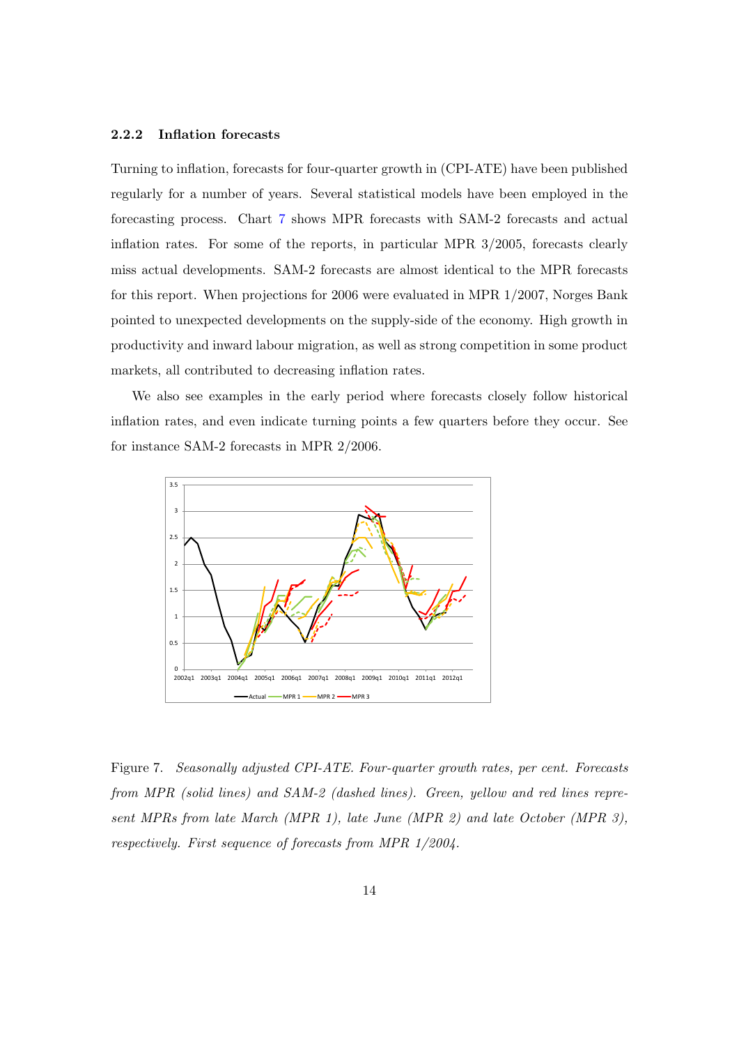### 2.2.2 Inflation forecasts

Turning to inflation, forecasts for four-quarter growth in (CPI-ATE) have been published regularly for a number of years. Several statistical models have been employed in the forecasting process. Chart 7 shows MPR forecasts with SAM-2 forecasts and actual inflation rates. For some of the reports, in particular MPR 3/2005, forecasts clearly miss actual developments. SAM-2 forecasts are almost identical to the MPR forecasts for this report. When projections for 2006 were evaluated in MPR 1/2007, Norges Bank pointed to unexpected developments on the supply-side of the economy. High growth in productivity and inward labour migration, as well as strong competition in some product markets, all contributed to decreasing inflation rates.

We also see examples in the early period where forecasts closely follow historical inflation rates, and even indicate turning points a few quarters before they occur. See for instance SAM-2 forecasts in MPR 2/2006.

Figure 7. *Seasonally adjusted CPI-ATE. Four-quarter growth rates, per cent. Forecasts from MPR (solid lines) and SAM-2 (dashed lines). Green, yellow and red lines represent MPRs from late March (MPR 1), late June (MPR 2) and late October (MPR 3), respectively. First sequence of forecasts from MPR 1/2004.*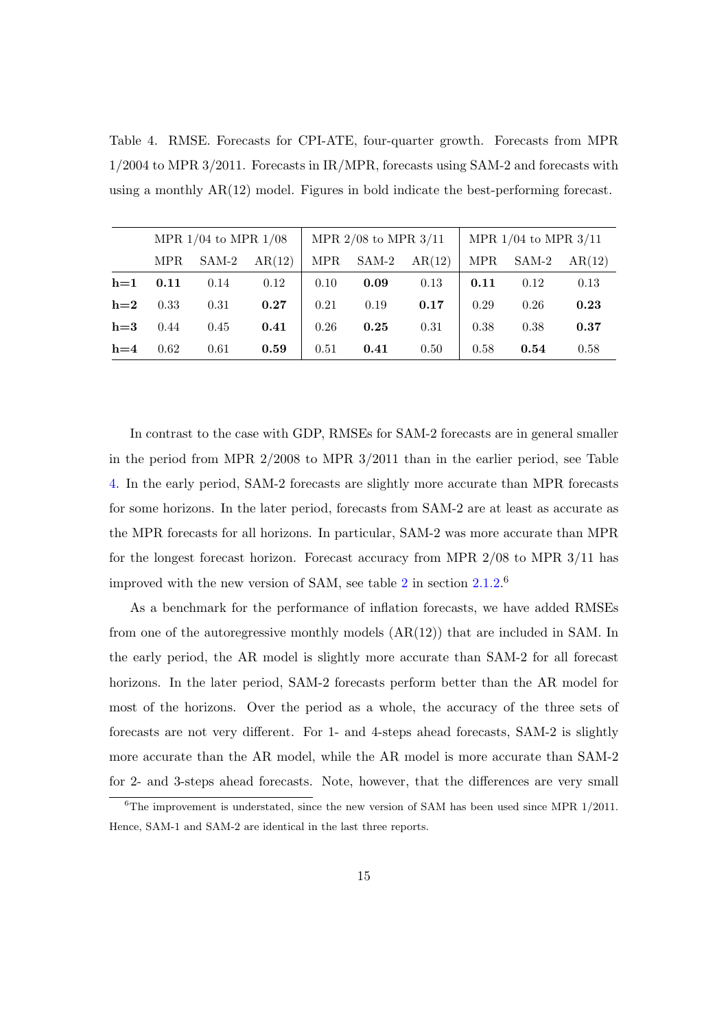Table 4. RMSE. Forecasts for CPI-ATE, four-quarter growth. Forecasts from MPR 1/2004 to MPR 3/2011. Forecasts in IR/MPR, forecasts using SAM-2 and forecasts with using a monthly AR(12) model. Figures in bold indicate the best-performing forecast.

| | MPR 1/04 to MPR 1/08 | | | MPR 2/08 to MPR 3/11 | | | MPR 1/04 to MPR 3/11 | | |
|---|---|---|---|---|---|---|---|---|---|
| | MPR | SAM-2 | AR(12) | MPR | SAM-2 | AR(12) | MPR | SAM-2 | AR(12) |
| **h=1** | **0.11** | 0.14 | 0.12 | 0.10 | **0.09** | 0.13 | **0.11** | 0.12 | 0.13 |
| **h=2** | 0.33 | 0.31 | **0.27** | 0.21 | 0.19 | **0.17** | 0.29 | 0.26 | **0.23** |
| **h=3** | 0.44 | 0.45 | **0.41** | 0.26 | **0.25** | 0.31 | 0.38 | 0.38 | **0.37** |
| **h=4** | 0.62 | 0.61 | **0.59** | 0.51 | **0.41** | 0.50 | 0.58 | **0.54** | 0.58 |

In contrast to the case with GDP, RMSEs for SAM-2 forecasts are in general smaller in the period from MPR 2/2008 to MPR 3/2011 than in the earlier period, see Table 4. In the early period, SAM-2 forecasts are slightly more accurate than MPR forecasts for some horizons. In the later period, forecasts from SAM-2 are at least as accurate as the MPR forecasts for all horizons. In particular, SAM-2 was more accurate than MPR for the longest forecast horizon. Forecast accuracy from MPR 2/08 to MPR 3/11 has improved with the new version of SAM, see table 2 in section 2.1.2.[6]

As a benchmark for the performance of inflation forecasts, we have added RMSEs from one of the autoregressive monthly models (AR(12)) that are included in SAM. In the early period, the AR model is slightly more accurate than SAM-2 for all forecast horizons. In the later period, SAM-2 forecasts perform better than the AR model for most of the horizons. Over the period as a whole, the accuracy of the three sets of forecasts are not very different. For 1- and 4-steps ahead forecasts, SAM-2 is slightly more accurate than the AR model, while the AR model is more accurate than SAM-2 for 2- and 3-steps ahead forecasts. Note, however, that the differences are very small

[6] The improvement is understated, since the new version of SAM has been used since MPR 1/2011. Hence, SAM-1 and SAM-2 are identical in the last three reports.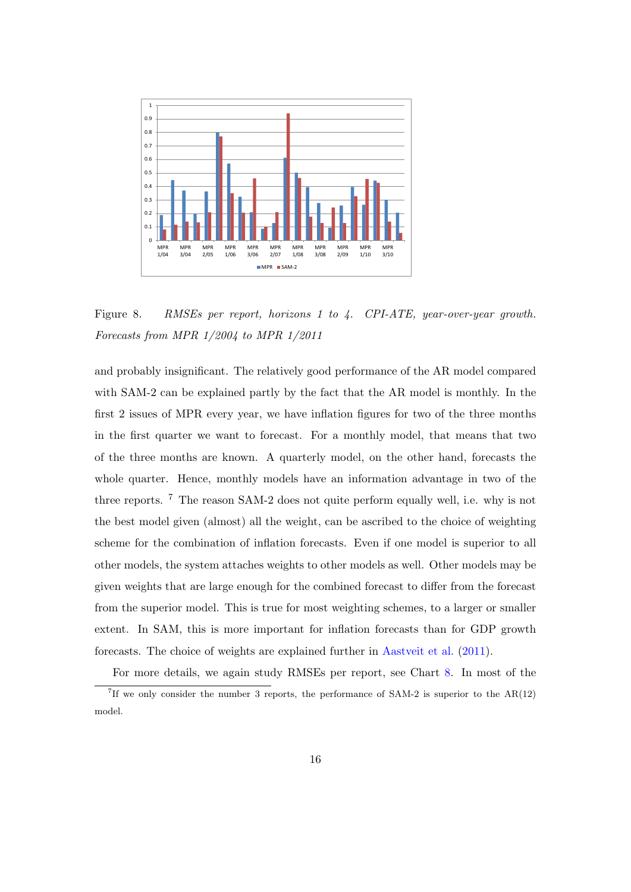Figure 8. *RMSEs per report, horizons 1 to 4. CPI-ATE, year-over-year growth. Forecasts from MPR 1/2004 to MPR 1/2011*

and probably insignificant. The relatively good performance of the AR model compared with SAM-2 can be explained partly by the fact that the AR model is monthly. In the first 2 issues of MPR every year, we have inflation figures for two of the three months in the first quarter we want to forecast. For a monthly model, that means that two of the three months are known. A quarterly model, on the other hand, forecasts the whole quarter. Hence, monthly models have an information advantage in two of the three reports. [7] The reason SAM-2 does not quite perform equally well, i.e. why is not the best model given (almost) all the weight, can be ascribed to the choice of weighting scheme for the combination of inflation forecasts. Even if one model is superior to all other models, the system attaches weights to other models as well. Other models may be given weights that are large enough for the combined forecast to differ from the forecast from the superior model. This is true for most weighting schemes, to a larger or smaller extent. In SAM, this is more important for inflation forecasts than for GDP growth forecasts. The choice of weights are explained further in Aastveit et al. (2011).

For more details, we again study RMSEs per report, see Chart 8. In most of the

[7] If we only consider the number 3 reports, the performance of SAM-2 is superior to the AR(12) model.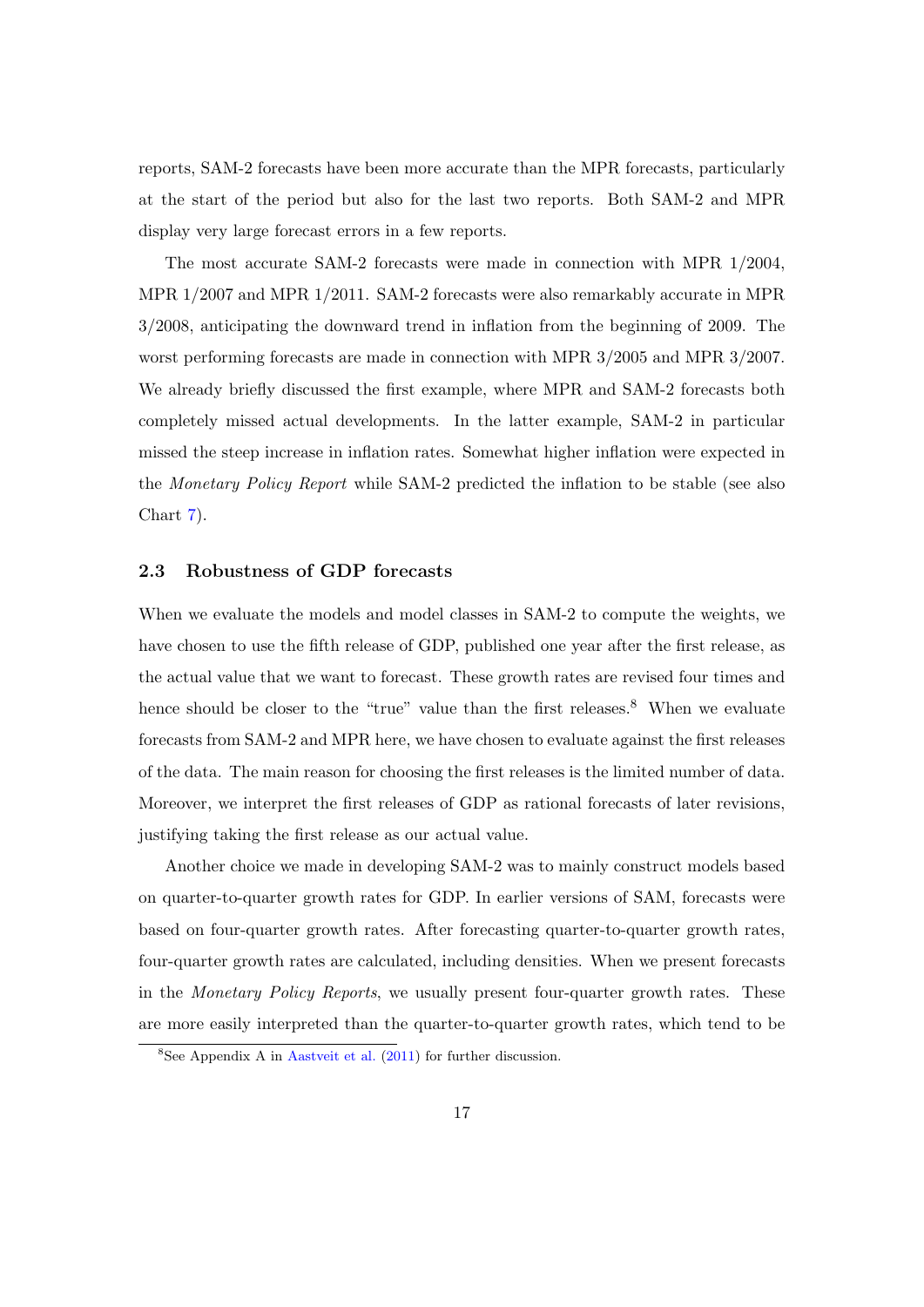reports, SAM-2 forecasts have been more accurate than the MPR forecasts, particularly at the start of the period but also for the last two reports. Both SAM-2 and MPR display very large forecast errors in a few reports.

The most accurate SAM-2 forecasts were made in connection with MPR 1/2004, MPR 1/2007 and MPR 1/2011. SAM-2 forecasts were also remarkably accurate in MPR 3/2008, anticipating the downward trend in inflation from the beginning of 2009. The worst performing forecasts are made in connection with MPR 3/2005 and MPR 3/2007. We already briefly discussed the first example, where MPR and SAM-2 forecasts both completely missed actual developments. In the latter example, SAM-2 in particular missed the steep increase in inflation rates. Somewhat higher inflation were expected in the *Monetary Policy Report* while SAM-2 predicted the inflation to be stable (see also Chart 7).

### 2.3 Robustness of GDP forecasts

When we evaluate the models and model classes in SAM-2 to compute the weights, we have chosen to use the fifth release of GDP, published one year after the first release, as the actual value that we want to forecast. These growth rates are revised four times and hence should be closer to the "true" value than the first releases.[8] When we evaluate forecasts from SAM-2 and MPR here, we have chosen to evaluate against the first releases of the data. The main reason for choosing the first releases is the limited number of data. Moreover, we interpret the first releases of GDP as rational forecasts of later revisions, justifying taking the first release as our actual value.

Another choice we made in developing SAM-2 was to mainly construct models based on quarter-to-quarter growth rates for GDP. In earlier versions of SAM, forecasts were based on four-quarter growth rates. After forecasting quarter-to-quarter growth rates, four-quarter growth rates are calculated, including densities. When we present forecasts in the *Monetary Policy Reports*, we usually present four-quarter growth rates. These are more easily interpreted than the quarter-to-quarter growth rates, which tend to be

[8] See Appendix A in Aastveit et al. (2011) for further discussion.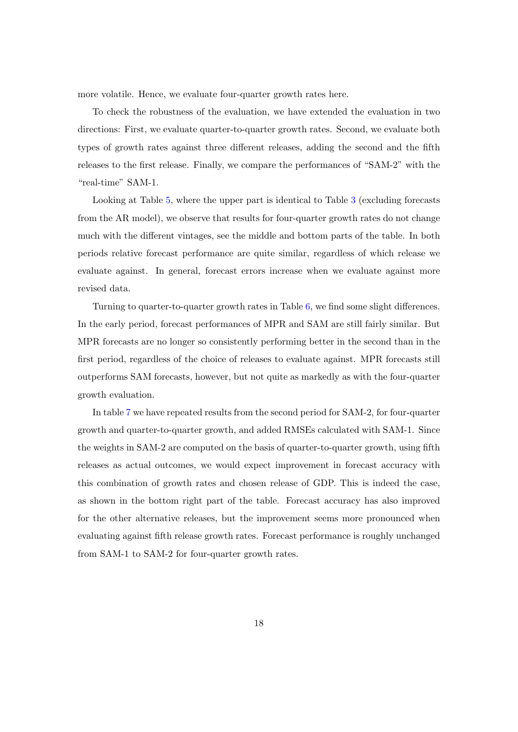more volatile. Hence, we evaluate four-quarter growth rates here.

To check the robustness of the evaluation, we have extended the evaluation in two directions: First, we evaluate quarter-to-quarter growth rates. Second, we evaluate both types of growth rates against three different releases, adding the second and the fifth releases to the first release. Finally, we compare the performances of "SAM-2" with the "real-time" SAM-1.

Looking at Table 5, where the upper part is identical to Table 3 (excluding forecasts from the AR model), we observe that results for four-quarter growth rates do not change much with the different vintages, see the middle and bottom parts of the table. In both periods relative forecast performance are quite similar, regardless of which release we evaluate against. In general, forecast errors increase when we evaluate against more revised data.

Turning to quarter-to-quarter growth rates in Table 6, we find some slight differences. In the early period, forecast performances of MPR and SAM are still fairly similar. But MPR forecasts are no longer so consistently performing better in the second than in the first period, regardless of the choice of releases to evaluate against. MPR forecasts still outperforms SAM forecasts, however, but not quite as markedly as with the four-quarter growth evaluation.

In table 7 we have repeated results from the second period for SAM-2, for four-quarter growth and quarter-to-quarter growth, and added RMSEs calculated with SAM-1. Since the weights in SAM-2 are computed on the basis of quarter-to-quarter growth, using fifth releases as actual outcomes, we would expect improvement in forecast accuracy with this combination of growth rates and chosen release of GDP. This is indeed the case, as shown in the bottom right part of the table. Forecast accuracy has also improved for the other alternative releases, but the improvement seems more pronounced when evaluating against fifth release growth rates. Forecast performance is roughly unchanged from SAM-1 to SAM-2 for four-quarter growth rates.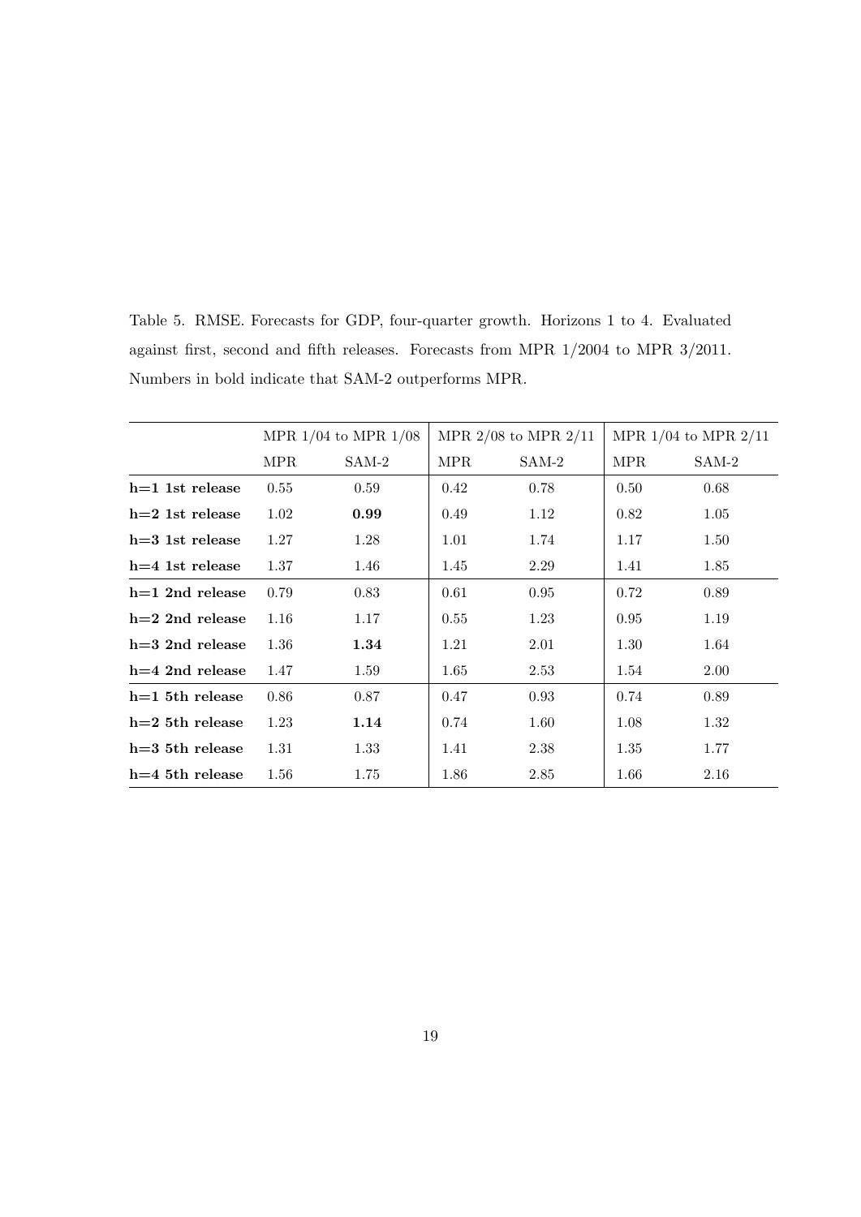Table 5. RMSE. Forecasts for GDP, four-quarter growth. Horizons 1 to 4. Evaluated against first, second and fifth releases. Forecasts from MPR 1/2004 to MPR 3/2011. Numbers in bold indicate that SAM-2 outperforms MPR.

| | MPR 1/04 to MPR 1/08 | | MPR 2/08 to MPR 2/11 | | MPR 1/04 to MPR 2/11 | |
|---|---|---|---|---|---|---|
| | MPR | SAM-2 | MPR | SAM-2 | MPR | SAM-2 |
| **h=1 1st release** | 0.55 | 0.59 | 0.42 | 0.78 | 0.50 | 0.68 |
| **h=2 1st release** | 1.02 | **0.99** | 0.49 | 1.12 | 0.82 | 1.05 |
| **h=3 1st release** | 1.27 | 1.28 | 1.01 | 1.74 | 1.17 | 1.50 |
| **h=4 1st release** | 1.37 | 1.46 | 1.45 | 2.29 | 1.41 | 1.85 |
| **h=1 2nd release** | 0.79 | 0.83 | 0.61 | 0.95 | 0.72 | 0.89 |
| **h=2 2nd release** | 1.16 | 1.17 | 0.55 | 1.23 | 0.95 | 1.19 |
| **h=3 2nd release** | 1.36 | **1.34** | 1.21 | 2.01 | 1.30 | 1.64 |
| **h=4 2nd release** | 1.47 | 1.59 | 1.65 | 2.53 | 1.54 | 2.00 |
| **h=1 5th release** | 0.86 | 0.87 | 0.47 | 0.93 | 0.74 | 0.89 |
| **h=2 5th release** | 1.23 | **1.14** | 0.74 | 1.60 | 1.08 | 1.32 |
| **h=3 5th release** | 1.31 | 1.33 | 1.41 | 2.38 | 1.35 | 1.77 |
| **h=4 5th release** | 1.56 | 1.75 | 1.86 | 2.85 | 1.66 | 2.16 |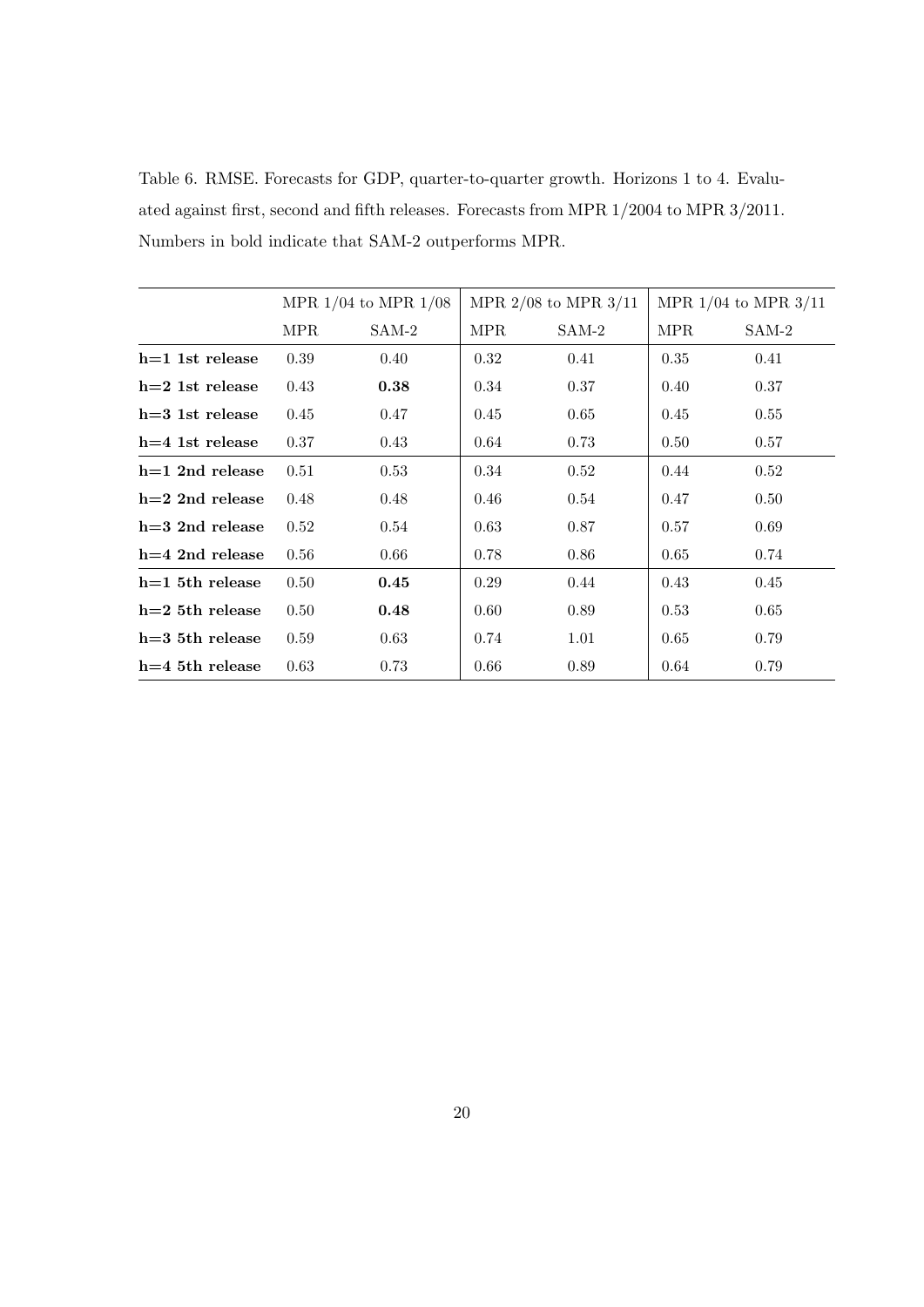Table 6. RMSE. Forecasts for GDP, quarter-to-quarter growth. Horizons 1 to 4. Evaluated against first, second and fifth releases. Forecasts from MPR 1/2004 to MPR 3/2011. Numbers in bold indicate that SAM-2 outperforms MPR.

| | MPR 1/04 to MPR 1/08 | | MPR 2/08 to MPR 3/11 | | MPR 1/04 to MPR 3/11 | |
|---|---|---|---|---|---|---|
| | MPR | SAM-2 | MPR | SAM-2 | MPR | SAM-2 |
| **h=1 1st release** | 0.39 | 0.40 | 0.32 | 0.41 | 0.35 | 0.41 |
| **h=2 1st release** | 0.43 | **0.38** | 0.34 | 0.37 | 0.40 | 0.37 |
| **h=3 1st release** | 0.45 | 0.47 | 0.45 | 0.65 | 0.45 | 0.55 |
| **h=4 1st release** | 0.37 | 0.43 | 0.64 | 0.73 | 0.50 | 0.57 |
| **h=1 2nd release** | 0.51 | 0.53 | 0.34 | 0.52 | 0.44 | 0.52 |
| **h=2 2nd release** | 0.48 | 0.48 | 0.46 | 0.54 | 0.47 | 0.50 |
| **h=3 2nd release** | 0.52 | 0.54 | 0.63 | 0.87 | 0.57 | 0.69 |
| **h=4 2nd release** | 0.56 | 0.66 | 0.78 | 0.86 | 0.65 | 0.74 |
| **h=1 5th release** | 0.50 | **0.45** | 0.29 | 0.44 | 0.43 | 0.45 |
| **h=2 5th release** | 0.50 | **0.48** | 0.60 | 0.89 | 0.53 | 0.65 |
| **h=3 5th release** | 0.59 | 0.63 | 0.74 | 1.01 | 0.65 | 0.79 |
| **h=4 5th release** | 0.63 | 0.73 | 0.66 | 0.89 | 0.64 | 0.79 |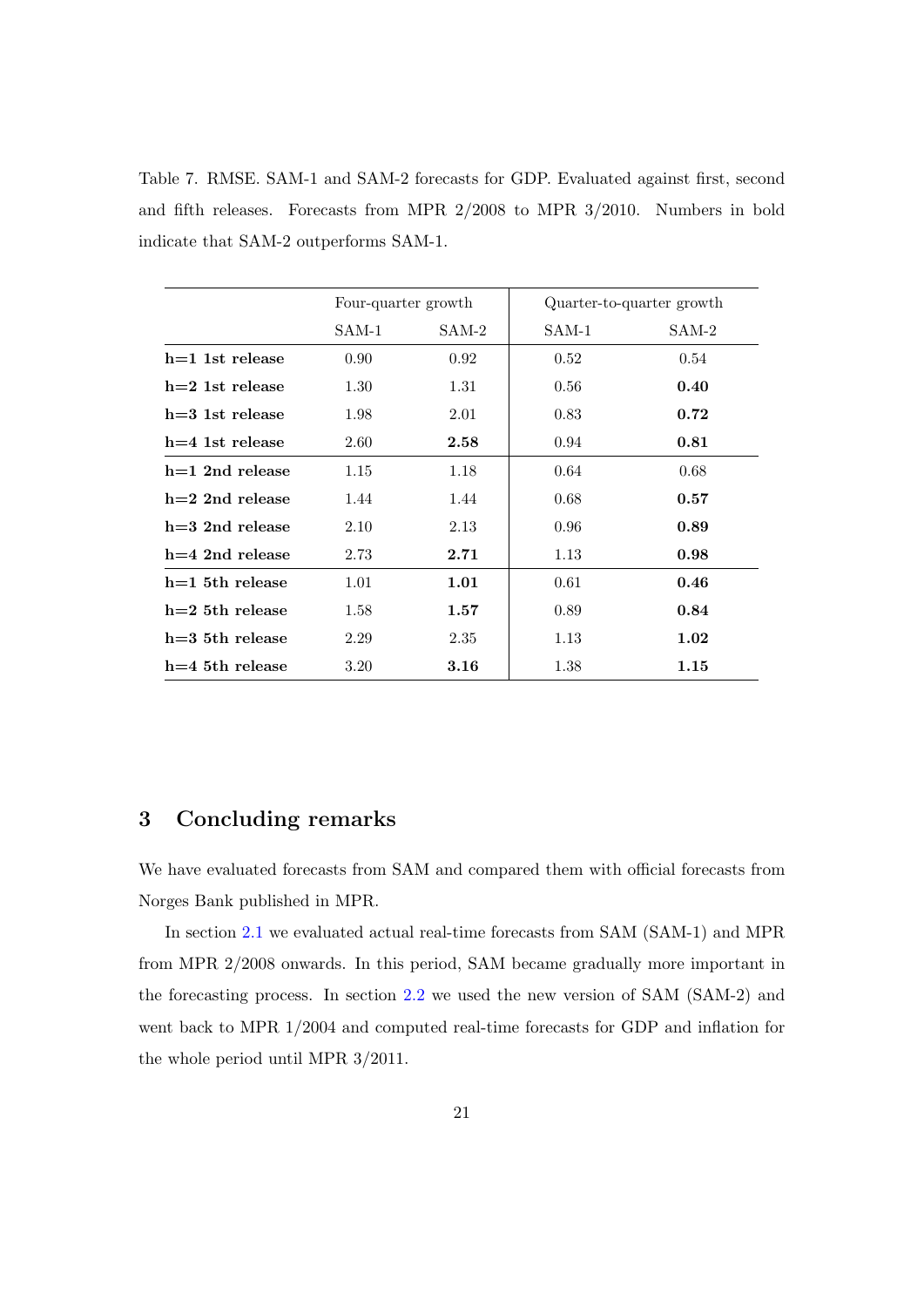Table 7. RMSE. SAM-1 and SAM-2 forecasts for GDP. Evaluated against first, second and fifth releases. Forecasts from MPR 2/2008 to MPR 3/2010. Numbers in bold indicate that SAM-2 outperforms SAM-1.

| | Four-quarter growth | | Quarter-to-quarter growth | |
|---|---|---|---|---|
| | SAM-1 | SAM-2 | SAM-1 | SAM-2 |
| **h=1 1st release** | 0.90 | 0.92 | 0.52 | 0.54 |
| **h=2 1st release** | 1.30 | 1.31 | 0.56 | **0.40** |
| **h=3 1st release** | 1.98 | 2.01 | 0.83 | **0.72** |
| **h=4 1st release** | 2.60 | **2.58** | 0.94 | **0.81** |
| **h=1 2nd release** | 1.15 | 1.18 | 0.64 | 0.68 |
| **h=2 2nd release** | 1.44 | 1.44 | 0.68 | **0.57** |
| **h=3 2nd release** | 2.10 | 2.13 | 0.96 | **0.89** |
| **h=4 2nd release** | 2.73 | **2.71** | 1.13 | **0.98** |
| **h=1 5th release** | 1.01 | **1.01** | 0.61 | **0.46** |
| **h=2 5th release** | 1.58 | **1.57** | 0.89 | **0.84** |
| **h=3 5th release** | 2.29 | 2.35 | 1.13 | **1.02** |
| **h=4 5th release** | 3.20 | **3.16** | 1.38 | **1.15** |

# 3 Concluding remarks

We have evaluated forecasts from SAM and compared them with official forecasts from Norges Bank published in MPR.

In section 2.1 we evaluated actual real-time forecasts from SAM (SAM-1) and MPR from MPR 2/2008 onwards. In this period, SAM became gradually more important in the forecasting process. In section 2.2 we used the new version of SAM (SAM-2) and went back to MPR 1/2004 and computed real-time forecasts for GDP and inflation for the whole period until MPR 3/2011.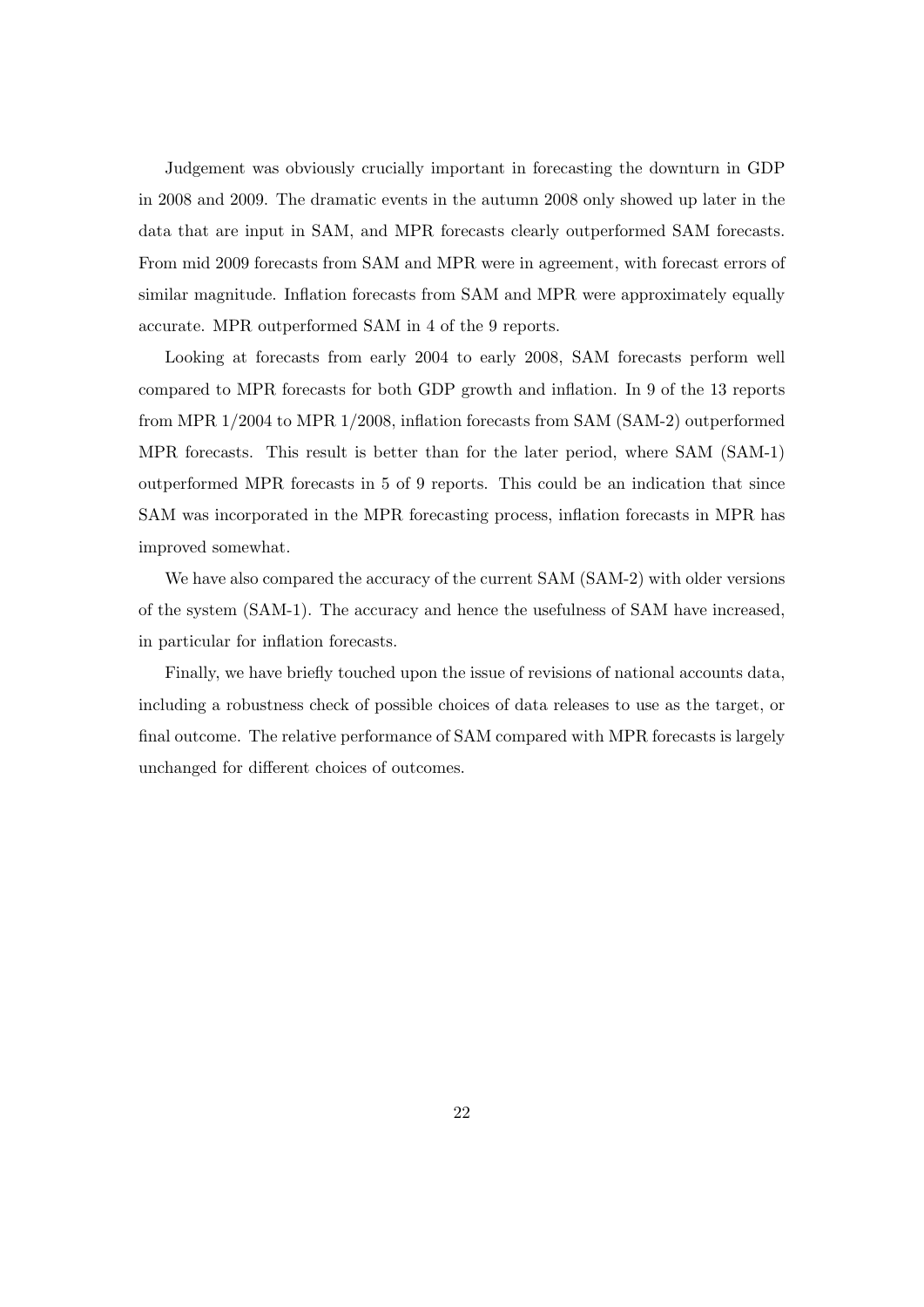Judgement was obviously crucially important in forecasting the downturn in GDP in 2008 and 2009. The dramatic events in the autumn 2008 only showed up later in the data that are input in SAM, and MPR forecasts clearly outperformed SAM forecasts. From mid 2009 forecasts from SAM and MPR were in agreement, with forecast errors of similar magnitude. Inflation forecasts from SAM and MPR were approximately equally accurate. MPR outperformed SAM in 4 of the 9 reports.

Looking at forecasts from early 2004 to early 2008, SAM forecasts perform well compared to MPR forecasts for both GDP growth and inflation. In 9 of the 13 reports from MPR 1/2004 to MPR 1/2008, inflation forecasts from SAM (SAM-2) outperformed MPR forecasts. This result is better than for the later period, where SAM (SAM-1) outperformed MPR forecasts in 5 of 9 reports. This could be an indication that since SAM was incorporated in the MPR forecasting process, inflation forecasts in MPR has improved somewhat.

We have also compared the accuracy of the current SAM (SAM-2) with older versions of the system (SAM-1). The accuracy and hence the usefulness of SAM have increased, in particular for inflation forecasts.

Finally, we have briefly touched upon the issue of revisions of national accounts data, including a robustness check of possible choices of data releases to use as the target, or final outcome. The relative performance of SAM compared with MPR forecasts is largely unchanged for different choices of outcomes.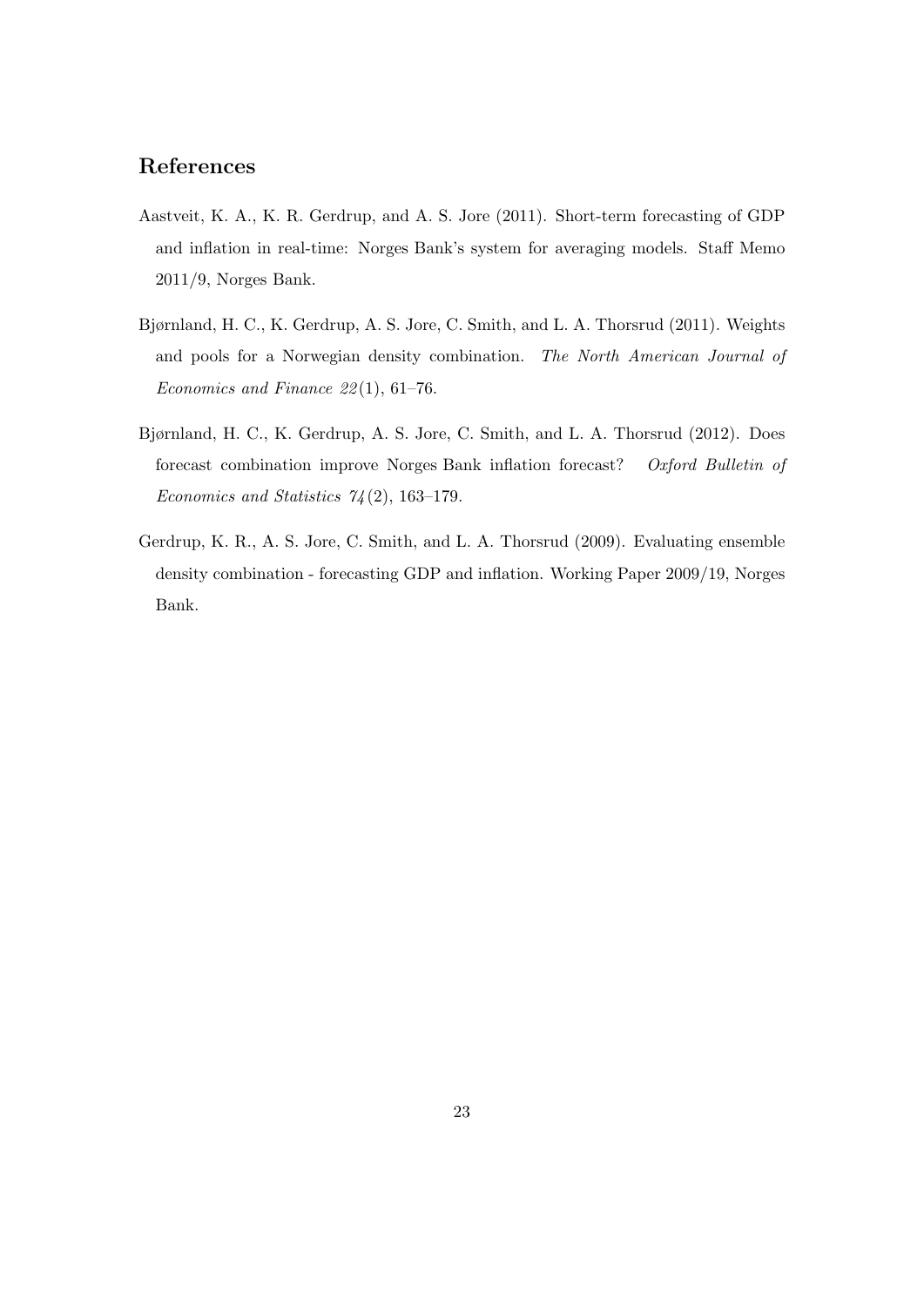## References

Aastveit, K. A., K. R. Gerdrup, and A. S. Jore (2011). Short-term forecasting of GDP and inflation in real-time: Norges Bank's system for averaging models. Staff Memo 2011/9, Norges Bank.

Bjørnland, H. C., K. Gerdrup, A. S. Jore, C. Smith, and L. A. Thorsrud (2011). Weights and pools for a Norwegian density combination. *The North American Journal of Economics and Finance 22*(1), 61–76.

Bjørnland, H. C., K. Gerdrup, A. S. Jore, C. Smith, and L. A. Thorsrud (2012). Does forecast combination improve Norges Bank inflation forecast? *Oxford Bulletin of Economics and Statistics 74*(2), 163–179.

Gerdrup, K. R., A. S. Jore, C. Smith, and L. A. Thorsrud (2009). Evaluating ensemble density combination - forecasting GDP and inflation. Working Paper 2009/19, Norges Bank.